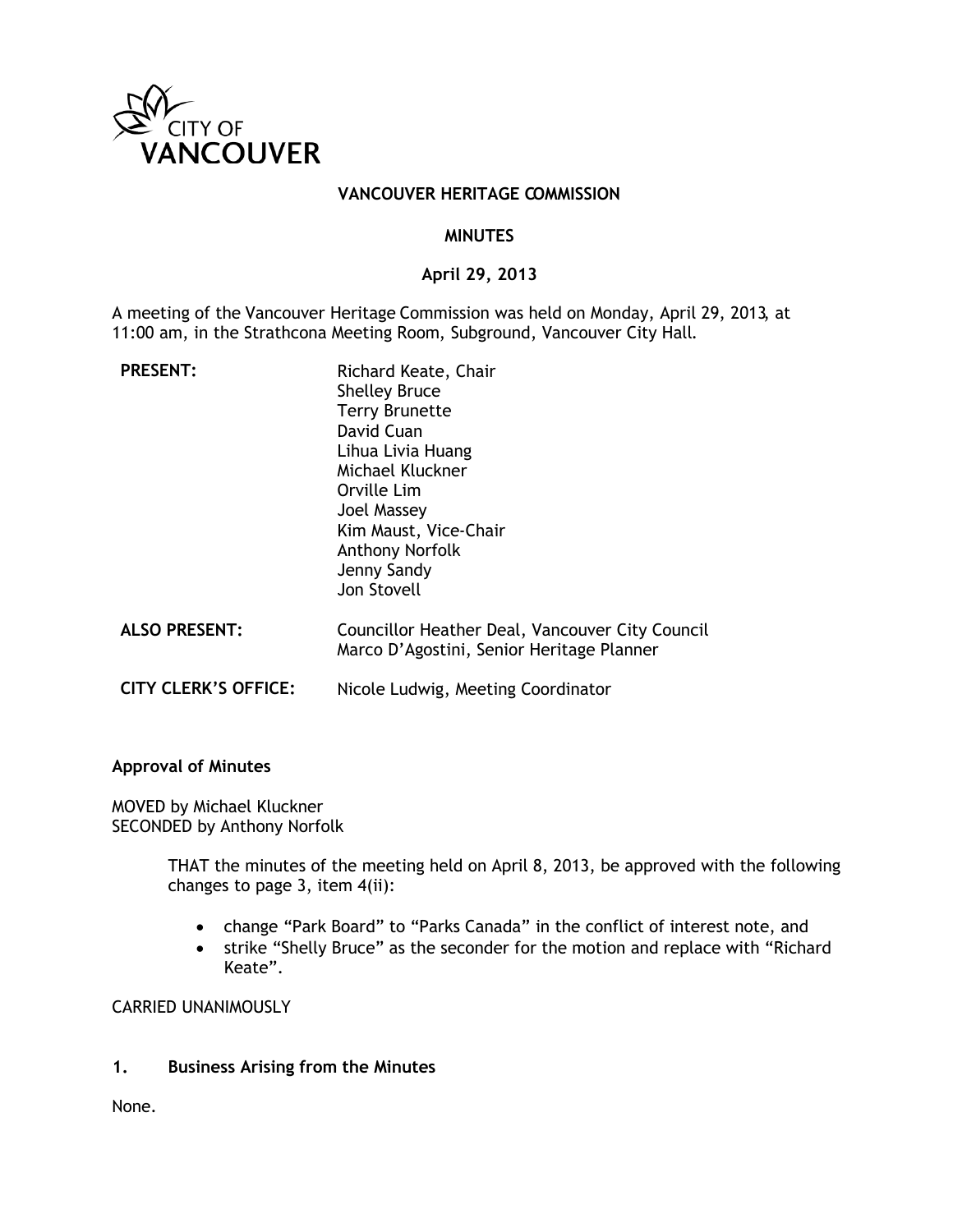CITY OF VANCOUVER

**VANCOUVER HERITAGE COMMISSION**

**MINUTES**

**April 29, 2013**

A meeting of the Vancouver Heritage Commission was held on Monday, April 29, 2013, at 11:00 am, in the Strathcona Meeting Room, Subground, Vancouver City Hall.

| | |
|---|---|
| **PRESENT:** | Richard Keate, Chair<br>Shelley Bruce<br>Terry Brunette<br>David Cuan<br>Lihua Livia Huang<br>Michael Kluckner<br>Orville Lim<br>Joel Massey<br>Kim Maust, Vice-Chair<br>Anthony Norfolk<br>Jenny Sandy<br>Jon Stovell |
| **ALSO PRESENT:** | Councillor Heather Deal, Vancouver City Council<br>Marco D'Agostini, Senior Heritage Planner |
| **CITY CLERK'S OFFICE:** | Nicole Ludwig, Meeting Coordinator |

**Approval of Minutes**

MOVED by Michael Kluckner
SECONDED by Anthony Norfolk

> THAT the minutes of the meeting held on April 8, 2013, be approved with the following changes to page 3, item 4(ii):
>
> - change "Park Board" to "Parks Canada" in the conflict of interest note, and
> - strike "Shelly Bruce" as the seconder for the motion and replace with "Richard Keate".

CARRIED UNANIMOUSLY

**1. Business Arising from the Minutes**

None.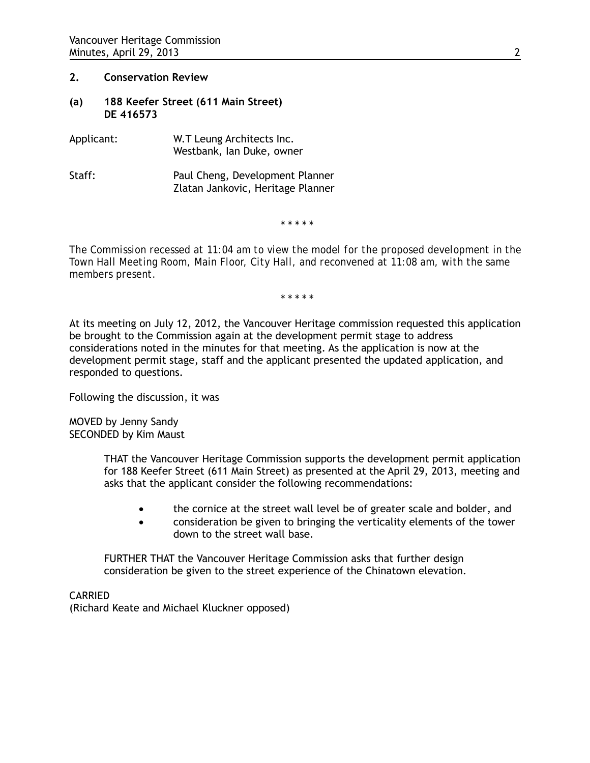## 2. Conservation Review

### (a) 188 Keefer Street (611 Main Street) DE 416573

Applicant: W.T Leung Architects Inc.
Westbank, Ian Duke, owner

Staff: Paul Cheng, Development Planner
Zlatan Jankovic, Heritage Planner

\* \* \* \* \*

*The Commission recessed at 11:04 am to view the model for the proposed development in the Town Hall Meeting Room, Main Floor, City Hall, and reconvened at 11:08 am, with the same members present.*

\* \* \* \* \*

At its meeting on July 12, 2012, the Vancouver Heritage commission requested this application be brought to the Commission again at the development permit stage to address considerations noted in the minutes for that meeting. As the application is now at the development permit stage, staff and the applicant presented the updated application, and responded to questions.

Following the discussion, it was

MOVED by Jenny Sandy
SECONDED by Kim Maust

> THAT the Vancouver Heritage Commission supports the development permit application for 188 Keefer Street (611 Main Street) as presented at the April 29, 2013, meeting and asks that the applicant consider the following recommendations:
>
> - the cornice at the street wall level be of greater scale and bolder, and
> - consideration be given to bringing the verticality elements of the tower down to the street wall base.
>
> FURTHER THAT the Vancouver Heritage Commission asks that further design consideration be given to the street experience of the Chinatown elevation.

CARRIED
(Richard Keate and Michael Kluckner opposed)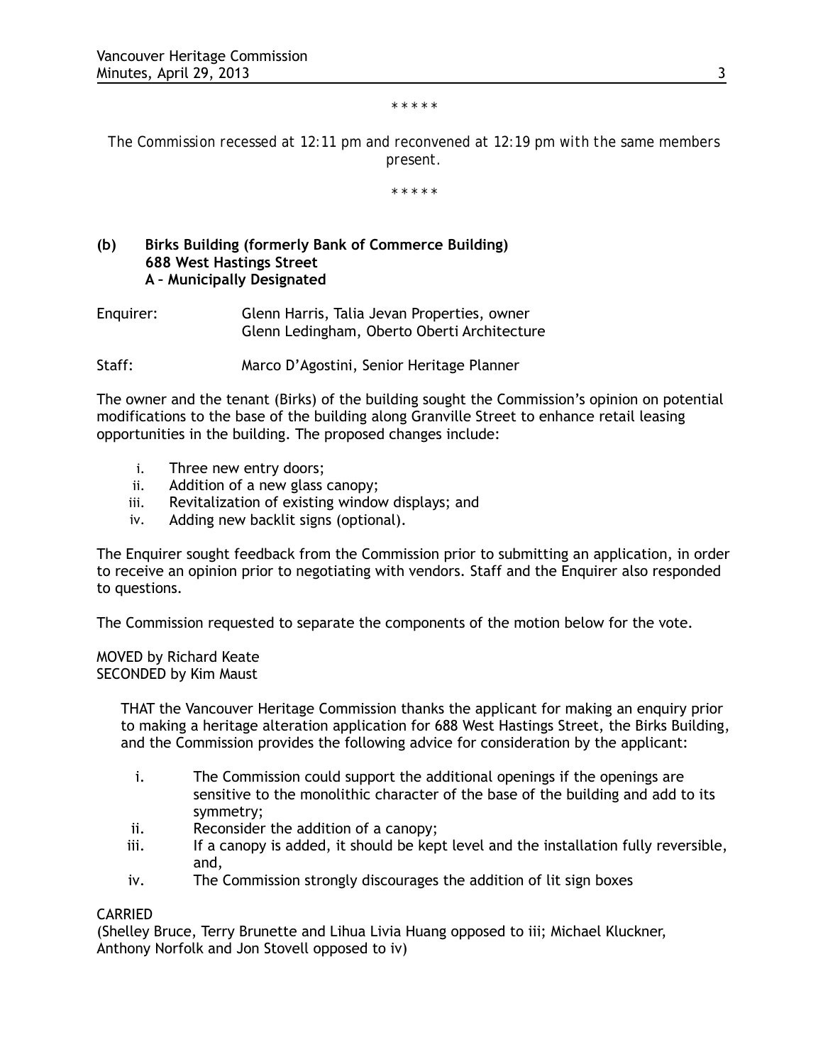\* \* \* \* \*

*The Commission recessed at 12:11 pm and reconvened at 12:19 pm with the same members present.*

\* \* \* \* \*

### (b) Birks Building (formerly Bank of Commerce Building) 688 West Hastings Street A – Municipally Designated

Enquirer: Glenn Harris, Talia Jevan Properties, owner
Glenn Ledingham, Oberto Oberti Architecture

Staff: Marco D'Agostini, Senior Heritage Planner

The owner and the tenant (Birks) of the building sought the Commission's opinion on potential modifications to the base of the building along Granville Street to enhance retail leasing opportunities in the building. The proposed changes include:

i. Three new entry doors;
ii. Addition of a new glass canopy;
iii. Revitalization of existing window displays; and
iv. Adding new backlit signs (optional).

The Enquirer sought feedback from the Commission prior to submitting an application, in order to receive an opinion prior to negotiating with vendors. Staff and the Enquirer also responded to questions.

The Commission requested to separate the components of the motion below for the vote.

MOVED by Richard Keate
SECONDED by Kim Maust

> THAT the Vancouver Heritage Commission thanks the applicant for making an enquiry prior to making a heritage alteration application for 688 West Hastings Street, the Birks Building, and the Commission provides the following advice for consideration by the applicant:
>
> i. The Commission could support the additional openings if the openings are sensitive to the monolithic character of the base of the building and add to its symmetry;
> ii. Reconsider the addition of a canopy;
> iii. If a canopy is added, it should be kept level and the installation fully reversible, and,
> iv. The Commission strongly discourages the addition of lit sign boxes

CARRIED
(Shelley Bruce, Terry Brunette and Lihua Livia Huang opposed to iii; Michael Kluckner, Anthony Norfolk and Jon Stovell opposed to iv)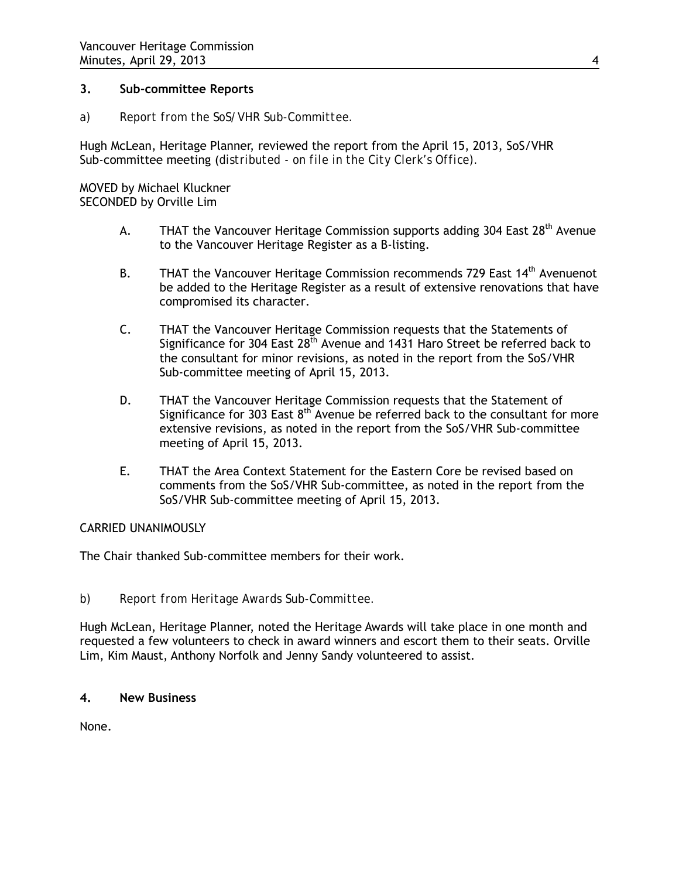## 3. Sub-committee Reports

a) *Report from the SoS/VHR Sub-Committee.*

Hugh McLean, Heritage Planner, reviewed the report from the April 15, 2013, SoS/VHR Sub-committee meeting (*distributed - on file in the City Clerk's Office*).

MOVED by Michael Kluckner
SECONDED by Orville Lim

A. THAT the Vancouver Heritage Commission supports adding 304 East 28th Avenue to the Vancouver Heritage Register as a B-listing.

B. THAT the Vancouver Heritage Commission recommends 729 East 14th Avenuenot be added to the Heritage Register as a result of extensive renovations that have compromised its character.

C. THAT the Vancouver Heritage Commission requests that the Statements of Significance for 304 East 28th Avenue and 1431 Haro Street be referred back to the consultant for minor revisions, as noted in the report from the SoS/VHR Sub-committee meeting of April 15, 2013.

D. THAT the Vancouver Heritage Commission requests that the Statement of Significance for 303 East 8th Avenue be referred back to the consultant for more extensive revisions, as noted in the report from the SoS/VHR Sub-committee meeting of April 15, 2013.

E. THAT the Area Context Statement for the Eastern Core be revised based on comments from the SoS/VHR Sub-committee, as noted in the report from the SoS/VHR Sub-committee meeting of April 15, 2013.

CARRIED UNANIMOUSLY

The Chair thanked Sub-committee members for their work.

b) *Report from Heritage Awards Sub-Committee.*

Hugh McLean, Heritage Planner, noted the Heritage Awards will take place in one month and requested a few volunteers to check in award winners and escort them to their seats. Orville Lim, Kim Maust, Anthony Norfolk and Jenny Sandy volunteered to assist.

## 4. New Business

None.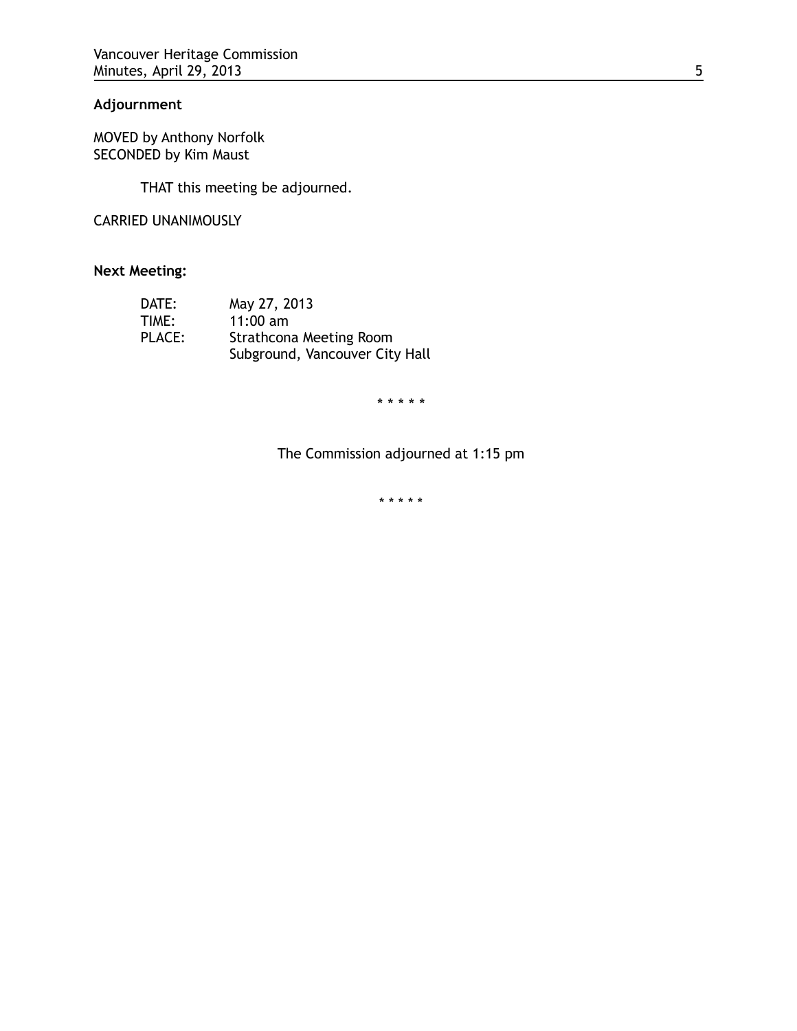**Adjournment**

MOVED by Anthony Norfolk
SECONDED by Kim Maust

THAT this meeting be adjourned.

CARRIED UNANIMOUSLY

**Next Meeting:**

| | |
|---|---|
| DATE: | May 27, 2013 |
| TIME: | 11:00 am |
| PLACE: | Strathcona Meeting Room<br>Subground, Vancouver City Hall |

\* \* \* \* \*

The Commission adjourned at 1:15 pm

\* \* \* \* \*